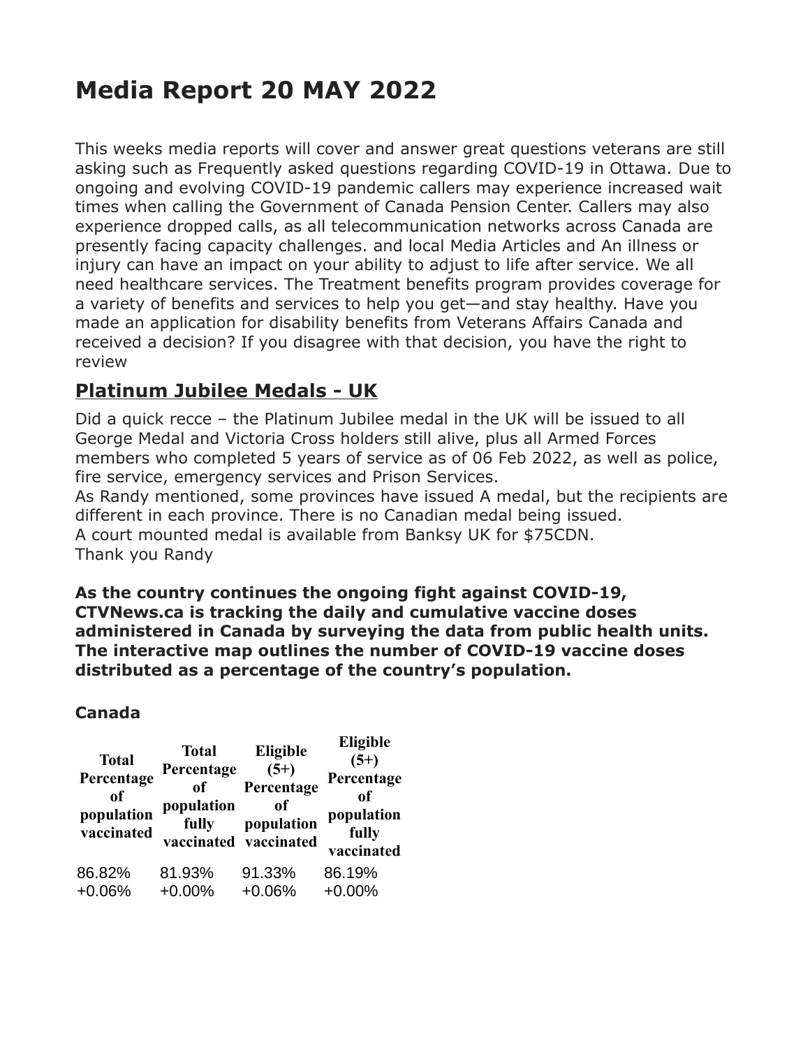# Media Report 20 MAY 2022

This weeks media reports will cover and answer great questions veterans are still asking such as Frequently asked questions regarding COVID-19 in Ottawa. Due to ongoing and evolving COVID-19 pandemic callers may experience increased wait times when calling the Government of Canada Pension Center. Callers may also experience dropped calls, as all telecommunication networks across Canada are presently facing capacity challenges. and local Media Articles and An illness or injury can have an impact on your ability to adjust to life after service. We all need healthcare services. The Treatment benefits program provides coverage for a variety of benefits and services to help you get—and stay healthy. Have you made an application for disability benefits from Veterans Affairs Canada and received a decision? If you disagree with that decision, you have the right to review

## Platinum Jubilee Medals - UK

Did a quick recce – the Platinum Jubilee medal in the UK will be issued to all George Medal and Victoria Cross holders still alive, plus all Armed Forces members who completed 5 years of service as of 06 Feb 2022, as well as police, fire service, emergency services and Prison Services.
As Randy mentioned, some provinces have issued A medal, but the recipients are different in each province. There is no Canadian medal being issued.
A court mounted medal is available from Banksy UK for $75CDN.
Thank you Randy

**As the country continues the ongoing fight against COVID-19, CTVNews.ca is tracking the daily and cumulative vaccine doses administered in Canada by surveying the data from public health units. The interactive map outlines the number of COVID-19 vaccine doses distributed as a percentage of the country's population.**

### Canada

| Total Percentage of population vaccinated | Total Percentage of population fully vaccinated | Eligible (5+) Percentage of population vaccinated | Eligible (5+) Percentage of population fully vaccinated |
|---|---|---|---|
| 86.82% +0.06% | 81.93% +0.00% | 91.33% +0.06% | 86.19% +0.00% |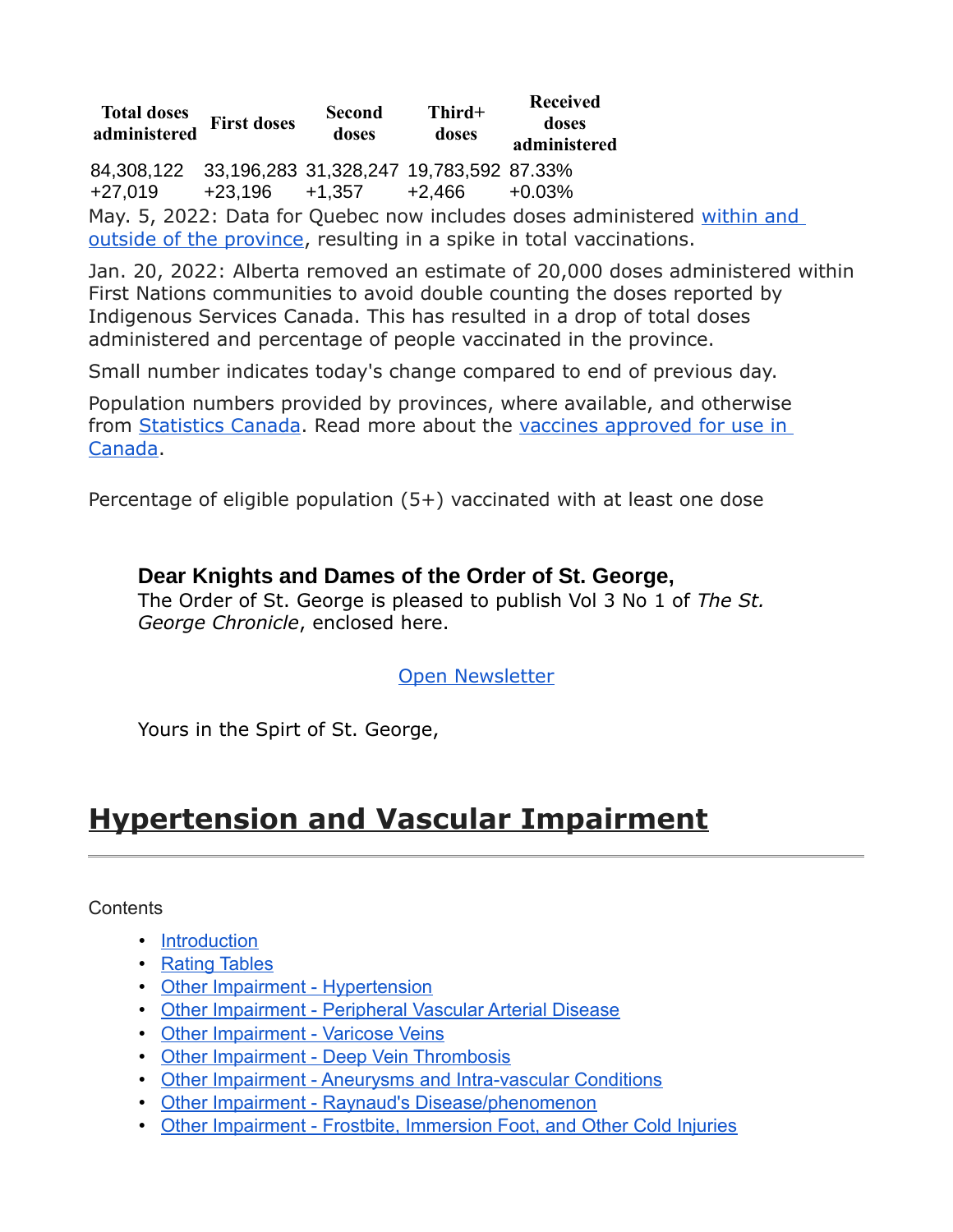| Total doses administered | First doses | Second doses | Third+ doses | Received doses administered |
|---|---|---|---|---|
| 84,308,122 | 33,196,283 | 31,328,247 | 19,783,592 | 87.33% |
| +27,019 | +23,196 | +1,357 | +2,466 | +0.03% |

May. 5, 2022: Data for Quebec now includes doses administered [within and outside of the province](), resulting in a spike in total vaccinations.

Jan. 20, 2022: Alberta removed an estimate of 20,000 doses administered within First Nations communities to avoid double counting the doses reported by Indigenous Services Canada. This has resulted in a drop of total doses administered and percentage of people vaccinated in the province.

Small number indicates today's change compared to end of previous day.

Population numbers provided by provinces, where available, and otherwise from [Statistics Canada](). Read more about the [vaccines approved for use in Canada]().

Percentage of eligible population (5+) vaccinated with at least one dose

**Dear Knights and Dames of the Order of St. George,**

The Order of St. George is pleased to publish Vol 3 No 1 of *The St. George Chronicle*, enclosed here.

[Open Newsletter]()

Yours in the Spirt of St. George,

# Hypertension and Vascular Impairment

---

Contents

- [Introduction]()
- [Rating Tables]()
- [Other Impairment - Hypertension]()
- [Other Impairment - Peripheral Vascular Arterial Disease]()
- [Other Impairment - Varicose Veins]()
- [Other Impairment - Deep Vein Thrombosis]()
- [Other Impairment - Aneurysms and Intra-vascular Conditions]()
- [Other Impairment - Raynaud's Disease/phenomenon]()
- [Other Impairment - Frostbite, Immersion Foot, and Other Cold Injuries]()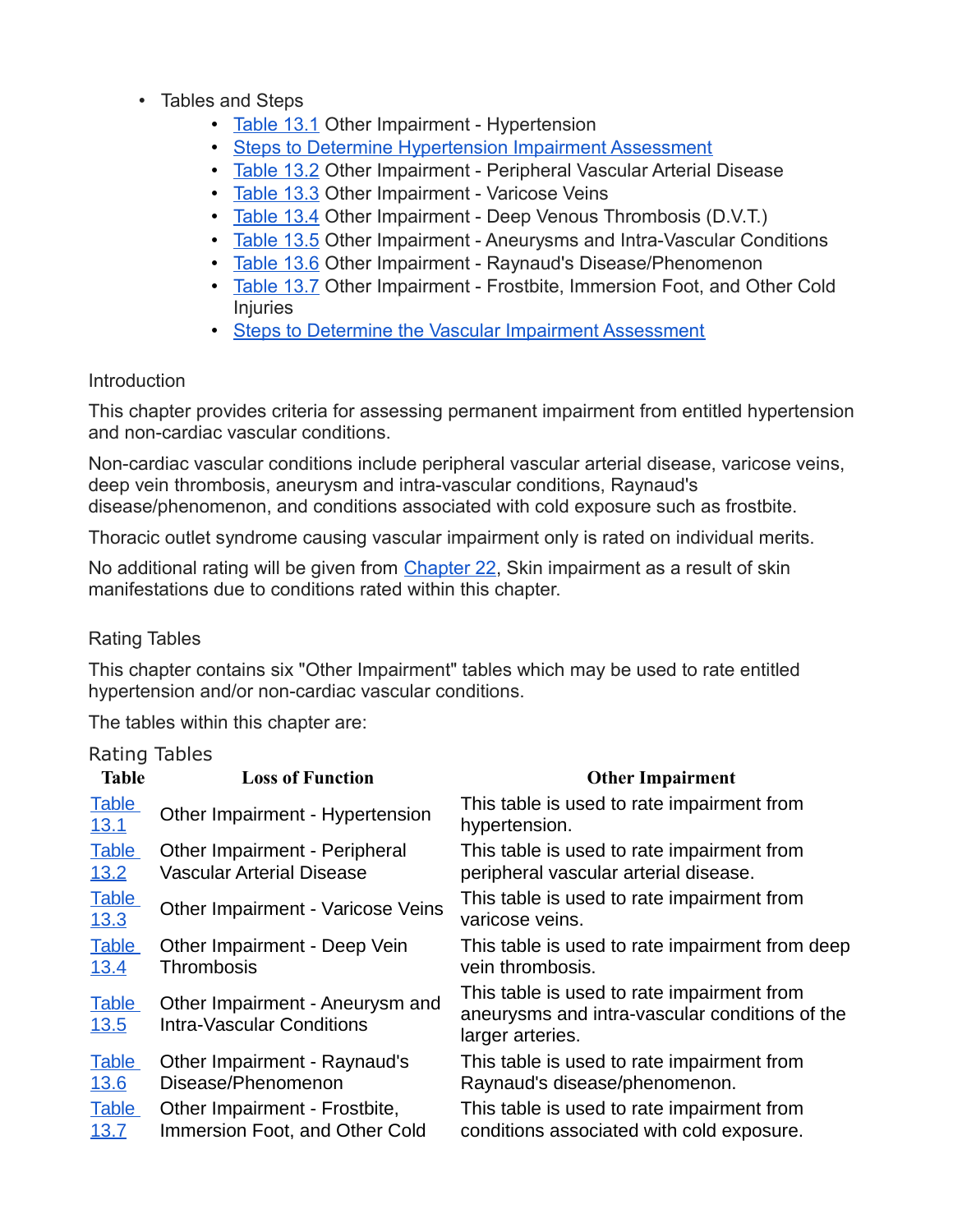- Tables and Steps
    - Table 13.1 Other Impairment - Hypertension
    - Steps to Determine Hypertension Impairment Assessment
    - Table 13.2 Other Impairment - Peripheral Vascular Arterial Disease
    - Table 13.3 Other Impairment - Varicose Veins
    - Table 13.4 Other Impairment - Deep Venous Thrombosis (D.V.T.)
    - Table 13.5 Other Impairment - Aneurysms and Intra-Vascular Conditions
    - Table 13.6 Other Impairment - Raynaud's Disease/Phenomenon
    - Table 13.7 Other Impairment - Frostbite, Immersion Foot, and Other Cold Injuries
    - Steps to Determine the Vascular Impairment Assessment

## Introduction

This chapter provides criteria for assessing permanent impairment from entitled hypertension and non-cardiac vascular conditions.

Non-cardiac vascular conditions include peripheral vascular arterial disease, varicose veins, deep vein thrombosis, aneurysm and intra-vascular conditions, Raynaud's disease/phenomenon, and conditions associated with cold exposure such as frostbite.

Thoracic outlet syndrome causing vascular impairment only is rated on individual merits.

No additional rating will be given from Chapter 22, Skin impairment as a result of skin manifestations due to conditions rated within this chapter.

## Rating Tables

This chapter contains six "Other Impairment" tables which may be used to rate entitled hypertension and/or non-cardiac vascular conditions.

The tables within this chapter are:

Rating Tables

| Table | Loss of Function | Other Impairment |
|---|---|---|
| Table 13.1 | Other Impairment - Hypertension | This table is used to rate impairment from hypertension. |
| Table 13.2 | Other Impairment - Peripheral Vascular Arterial Disease | This table is used to rate impairment from peripheral vascular arterial disease. |
| Table 13.3 | Other Impairment - Varicose Veins | This table is used to rate impairment from varicose veins. |
| Table 13.4 | Other Impairment - Deep Vein Thrombosis | This table is used to rate impairment from deep vein thrombosis. |
| Table 13.5 | Other Impairment - Aneurysm and Intra-Vascular Conditions | This table is used to rate impairment from aneurysms and intra-vascular conditions of the larger arteries. |
| Table 13.6 | Other Impairment - Raynaud's Disease/Phenomenon | This table is used to rate impairment from Raynaud's disease/phenomenon. |
| Table 13.7 | Other Impairment - Frostbite, Immersion Foot, and Other Cold | This table is used to rate impairment from conditions associated with cold exposure. |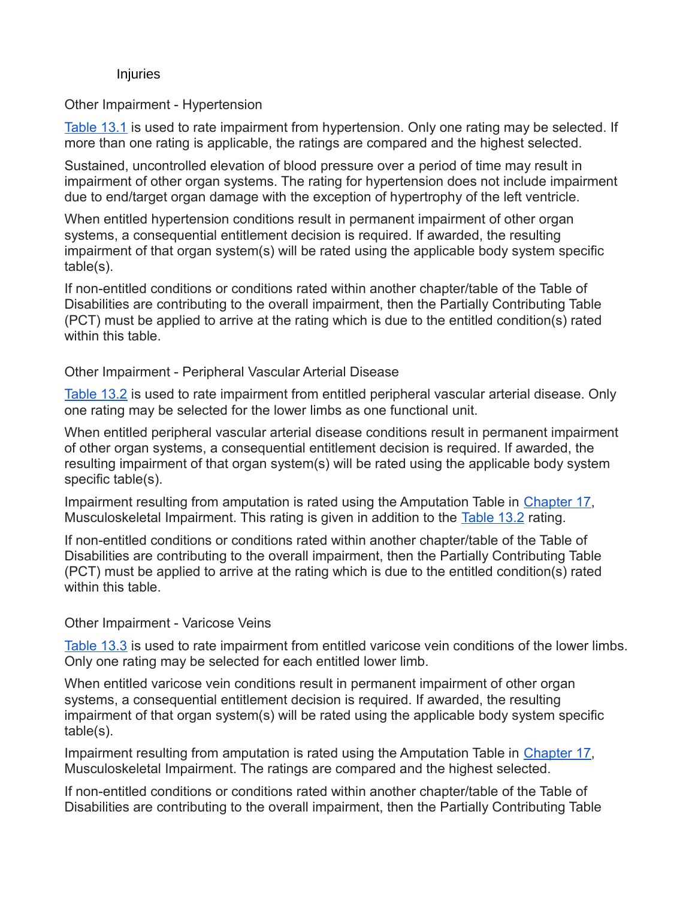Injuries

## Other Impairment - Hypertension

Table 13.1 is used to rate impairment from hypertension. Only one rating may be selected. If more than one rating is applicable, the ratings are compared and the highest selected.

Sustained, uncontrolled elevation of blood pressure over a period of time may result in impairment of other organ systems. The rating for hypertension does not include impairment due to end/target organ damage with the exception of hypertrophy of the left ventricle.

When entitled hypertension conditions result in permanent impairment of other organ systems, a consequential entitlement decision is required. If awarded, the resulting impairment of that organ system(s) will be rated using the applicable body system specific table(s).

If non-entitled conditions or conditions rated within another chapter/table of the Table of Disabilities are contributing to the overall impairment, then the Partially Contributing Table (PCT) must be applied to arrive at the rating which is due to the entitled condition(s) rated within this table.

## Other Impairment - Peripheral Vascular Arterial Disease

Table 13.2 is used to rate impairment from entitled peripheral vascular arterial disease. Only one rating may be selected for the lower limbs as one functional unit.

When entitled peripheral vascular arterial disease conditions result in permanent impairment of other organ systems, a consequential entitlement decision is required. If awarded, the resulting impairment of that organ system(s) will be rated using the applicable body system specific table(s).

Impairment resulting from amputation is rated using the Amputation Table in Chapter 17, Musculoskeletal Impairment. This rating is given in addition to the Table 13.2 rating.

If non-entitled conditions or conditions rated within another chapter/table of the Table of Disabilities are contributing to the overall impairment, then the Partially Contributing Table (PCT) must be applied to arrive at the rating which is due to the entitled condition(s) rated within this table.

## Other Impairment - Varicose Veins

Table 13.3 is used to rate impairment from entitled varicose vein conditions of the lower limbs. Only one rating may be selected for each entitled lower limb.

When entitled varicose vein conditions result in permanent impairment of other organ systems, a consequential entitlement decision is required. If awarded, the resulting impairment of that organ system(s) will be rated using the applicable body system specific table(s).

Impairment resulting from amputation is rated using the Amputation Table in Chapter 17, Musculoskeletal Impairment. The ratings are compared and the highest selected.

If non-entitled conditions or conditions rated within another chapter/table of the Table of Disabilities are contributing to the overall impairment, then the Partially Contributing Table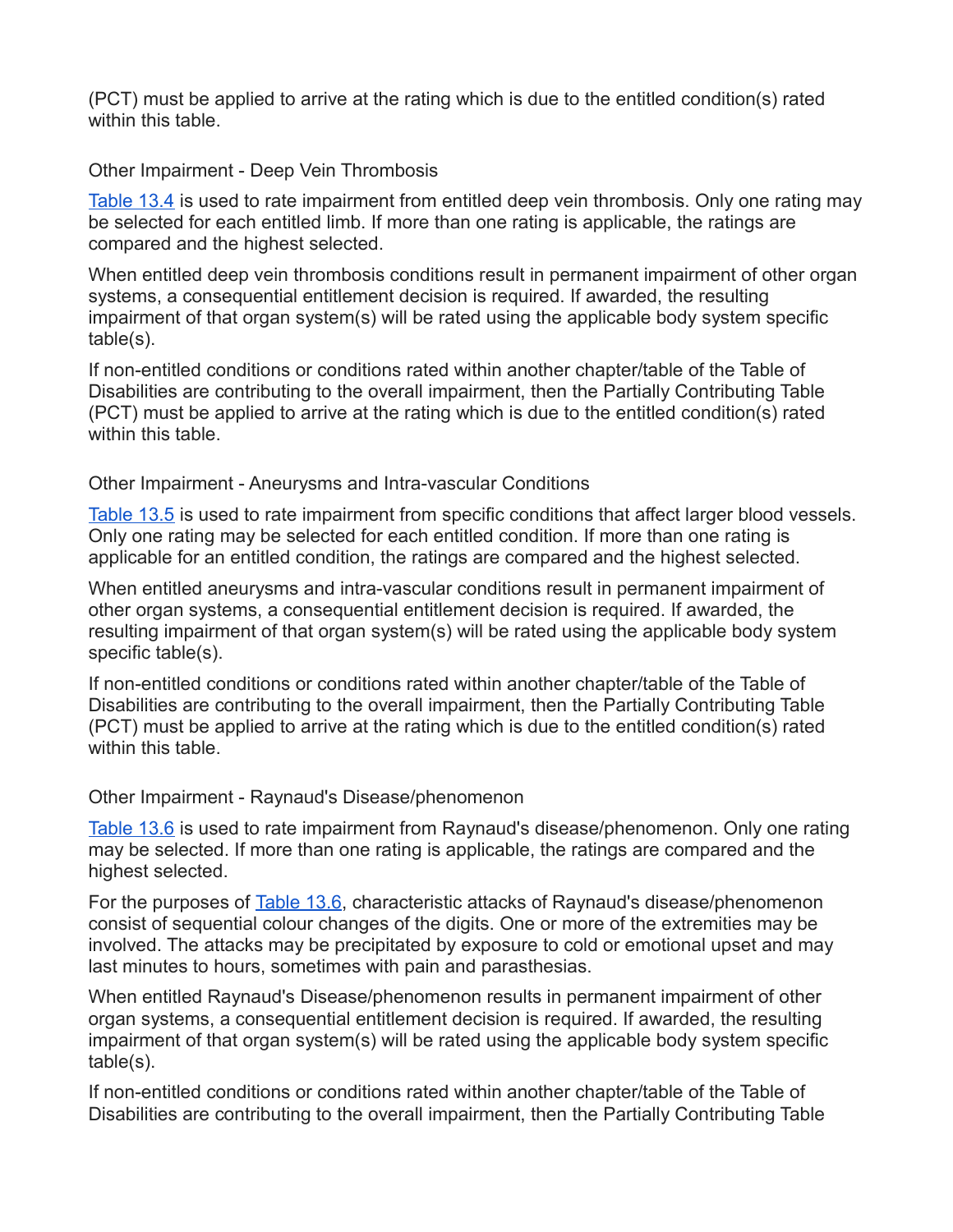(PCT) must be applied to arrive at the rating which is due to the entitled condition(s) rated within this table.

### Other Impairment - Deep Vein Thrombosis

Table 13.4 is used to rate impairment from entitled deep vein thrombosis. Only one rating may be selected for each entitled limb. If more than one rating is applicable, the ratings are compared and the highest selected.

When entitled deep vein thrombosis conditions result in permanent impairment of other organ systems, a consequential entitlement decision is required. If awarded, the resulting impairment of that organ system(s) will be rated using the applicable body system specific table(s).

If non-entitled conditions or conditions rated within another chapter/table of the Table of Disabilities are contributing to the overall impairment, then the Partially Contributing Table (PCT) must be applied to arrive at the rating which is due to the entitled condition(s) rated within this table.

### Other Impairment - Aneurysms and Intra-vascular Conditions

Table 13.5 is used to rate impairment from specific conditions that affect larger blood vessels. Only one rating may be selected for each entitled condition. If more than one rating is applicable for an entitled condition, the ratings are compared and the highest selected.

When entitled aneurysms and intra-vascular conditions result in permanent impairment of other organ systems, a consequential entitlement decision is required. If awarded, the resulting impairment of that organ system(s) will be rated using the applicable body system specific table(s).

If non-entitled conditions or conditions rated within another chapter/table of the Table of Disabilities are contributing to the overall impairment, then the Partially Contributing Table (PCT) must be applied to arrive at the rating which is due to the entitled condition(s) rated within this table.

### Other Impairment - Raynaud's Disease/phenomenon

Table 13.6 is used to rate impairment from Raynaud's disease/phenomenon. Only one rating may be selected. If more than one rating is applicable, the ratings are compared and the highest selected.

For the purposes of Table 13.6, characteristic attacks of Raynaud's disease/phenomenon consist of sequential colour changes of the digits. One or more of the extremities may be involved. The attacks may be precipitated by exposure to cold or emotional upset and may last minutes to hours, sometimes with pain and parasthesias.

When entitled Raynaud's Disease/phenomenon results in permanent impairment of other organ systems, a consequential entitlement decision is required. If awarded, the resulting impairment of that organ system(s) will be rated using the applicable body system specific table(s).

If non-entitled conditions or conditions rated within another chapter/table of the Table of Disabilities are contributing to the overall impairment, then the Partially Contributing Table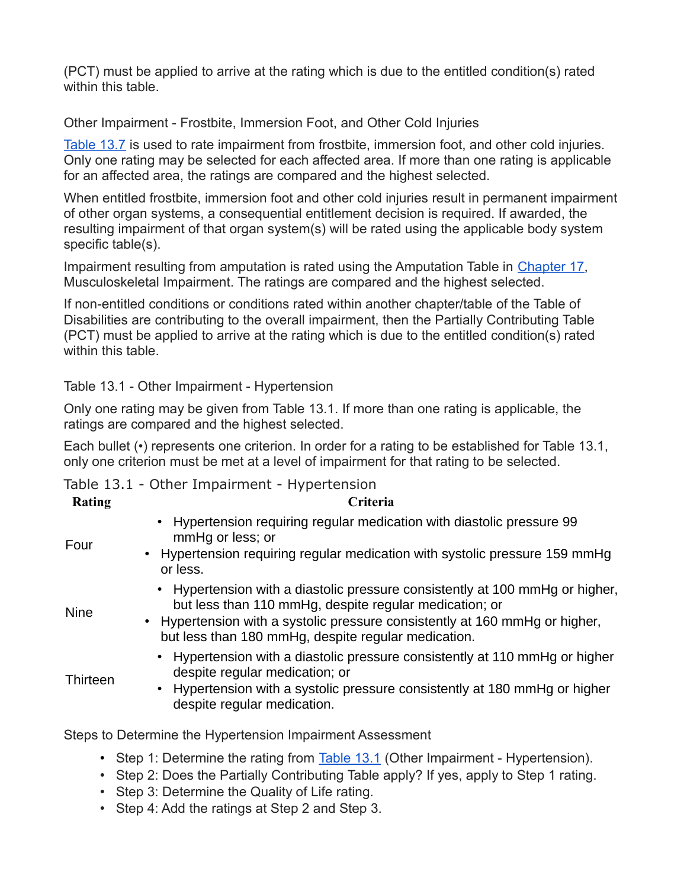(PCT) must be applied to arrive at the rating which is due to the entitled condition(s) rated within this table.

### Other Impairment - Frostbite, Immersion Foot, and Other Cold Injuries

[Table 13.7](#) is used to rate impairment from frostbite, immersion foot, and other cold injuries. Only one rating may be selected for each affected area. If more than one rating is applicable for an affected area, the ratings are compared and the highest selected.

When entitled frostbite, immersion foot and other cold injuries result in permanent impairment of other organ systems, a consequential entitlement decision is required. If awarded, the resulting impairment of that organ system(s) will be rated using the applicable body system specific table(s).

Impairment resulting from amputation is rated using the Amputation Table in [Chapter 17](#), Musculoskeletal Impairment. The ratings are compared and the highest selected.

If non-entitled conditions or conditions rated within another chapter/table of the Table of Disabilities are contributing to the overall impairment, then the Partially Contributing Table (PCT) must be applied to arrive at the rating which is due to the entitled condition(s) rated within this table.

### Table 13.1 - Other Impairment - Hypertension

Only one rating may be given from Table 13.1. If more than one rating is applicable, the ratings are compared and the highest selected.

Each bullet (•) represents one criterion. In order for a rating to be established for Table 13.1, only one criterion must be met at a level of impairment for that rating to be selected.

Table 13.1 - Other Impairment - Hypertension

| Rating | Criteria |
|---|---|
| Four | • Hypertension requiring regular medication with diastolic pressure 99 mmHg or less; or<br>• Hypertension requiring regular medication with systolic pressure 159 mmHg or less. |
| Nine | • Hypertension with a diastolic pressure consistently at 100 mmHg or higher, but less than 110 mmHg, despite regular medication; or<br>• Hypertension with a systolic pressure consistently at 160 mmHg or higher, but less than 180 mmHg, despite regular medication. |
| Thirteen | • Hypertension with a diastolic pressure consistently at 110 mmHg or higher despite regular medication; or<br>• Hypertension with a systolic pressure consistently at 180 mmHg or higher despite regular medication. |

### Steps to Determine the Hypertension Impairment Assessment

- Step 1: Determine the rating from [Table 13.1](#) (Other Impairment - Hypertension).
- Step 2: Does the Partially Contributing Table apply? If yes, apply to Step 1 rating.
- Step 3: Determine the Quality of Life rating.
- Step 4: Add the ratings at Step 2 and Step 3.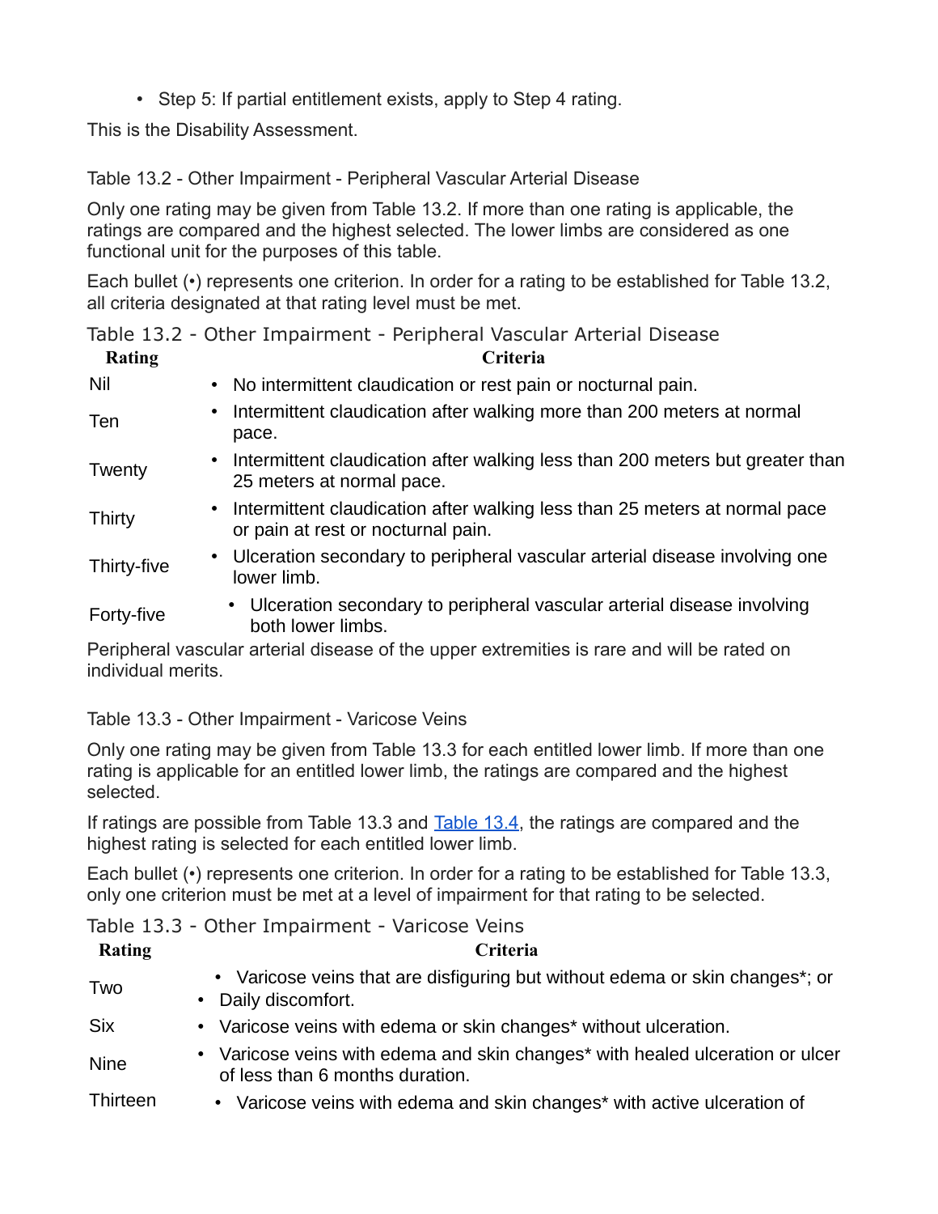- Step 5: If partial entitlement exists, apply to Step 4 rating.

This is the Disability Assessment.

### Table 13.2 - Other Impairment - Peripheral Vascular Arterial Disease

Only one rating may be given from Table 13.2. If more than one rating is applicable, the ratings are compared and the highest selected. The lower limbs are considered as one functional unit for the purposes of this table.

Each bullet (•) represents one criterion. In order for a rating to be established for Table 13.2, all criteria designated at that rating level must be met.

Table 13.2 - Other Impairment - Peripheral Vascular Arterial Disease

| Rating | Criteria |
|---|---|
| Nil | • No intermittent claudication or rest pain or nocturnal pain. |
| Ten | • Intermittent claudication after walking more than 200 meters at normal pace. |
| Twenty | • Intermittent claudication after walking less than 200 meters but greater than 25 meters at normal pace. |
| Thirty | • Intermittent claudication after walking less than 25 meters at normal pace or pain at rest or nocturnal pain. |
| Thirty-five | • Ulceration secondary to peripheral vascular arterial disease involving one lower limb. |
| Forty-five | • Ulceration secondary to peripheral vascular arterial disease involving both lower limbs. |

Peripheral vascular arterial disease of the upper extremities is rare and will be rated on individual merits.

### Table 13.3 - Other Impairment - Varicose Veins

Only one rating may be given from Table 13.3 for each entitled lower limb. If more than one rating is applicable for an entitled lower limb, the ratings are compared and the highest selected.

If ratings are possible from Table 13.3 and Table 13.4, the ratings are compared and the highest rating is selected for each entitled lower limb.

Each bullet (•) represents one criterion. In order for a rating to be established for Table 13.3, only one criterion must be met at a level of impairment for that rating to be selected.

Table 13.3 - Other Impairment - Varicose Veins

| Rating | Criteria |
|---|---|
| Two | • Varicose veins that are disfiguring but without edema or skin changes*; or<br>• Daily discomfort. |
| Six | • Varicose veins with edema or skin changes* without ulceration. |
| Nine | • Varicose veins with edema and skin changes* with healed ulceration or ulcer of less than 6 months duration. |
| Thirteen | • Varicose veins with edema and skin changes* with active ulceration of |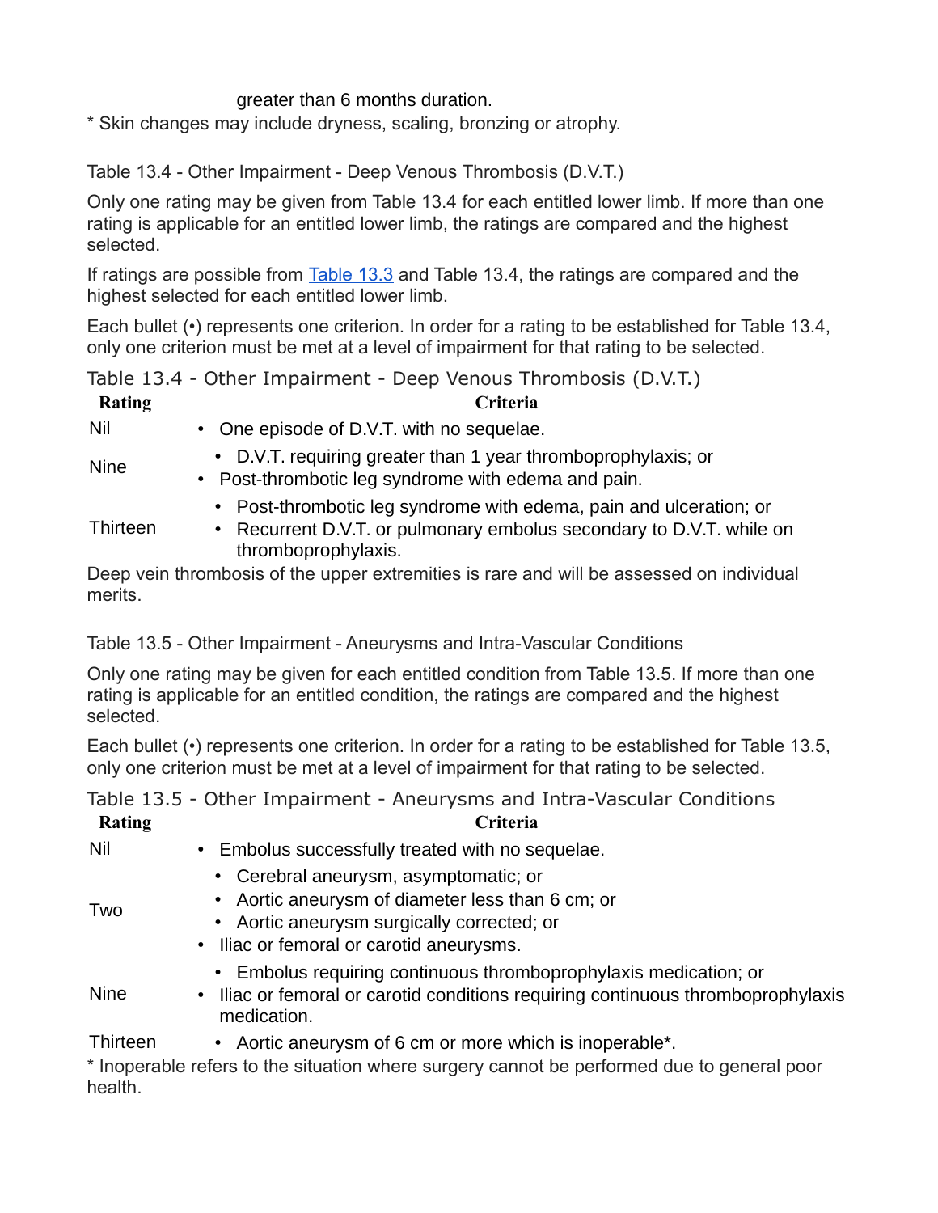greater than 6 months duration.

* Skin changes may include dryness, scaling, bronzing or atrophy.

### Table 13.4 - Other Impairment - Deep Venous Thrombosis (D.V.T.)

Only one rating may be given from Table 13.4 for each entitled lower limb. If more than one rating is applicable for an entitled lower limb, the ratings are compared and the highest selected.

If ratings are possible from Table 13.3 and Table 13.4, the ratings are compared and the highest selected for each entitled lower limb.

Each bullet (•) represents one criterion. In order for a rating to be established for Table 13.4, only one criterion must be met at a level of impairment for that rating to be selected.

Table 13.4 - Other Impairment - Deep Venous Thrombosis (D.V.T.)

| Rating | Criteria |
|---|---|
| Nil | • One episode of D.V.T. with no sequelae. |
| Nine | • D.V.T. requiring greater than 1 year thromboprophylaxis; or<br>• Post-thrombotic leg syndrome with edema and pain. |
| Thirteen | • Post-thrombotic leg syndrome with edema, pain and ulceration; or<br>• Recurrent D.V.T. or pulmonary embolus secondary to D.V.T. while on thromboprophylaxis. |

Deep vein thrombosis of the upper extremities is rare and will be assessed on individual merits.

### Table 13.5 - Other Impairment - Aneurysms and Intra-Vascular Conditions

Only one rating may be given for each entitled condition from Table 13.5. If more than one rating is applicable for an entitled condition, the ratings are compared and the highest selected.

Each bullet (•) represents one criterion. In order for a rating to be established for Table 13.5, only one criterion must be met at a level of impairment for that rating to be selected.

Table 13.5 - Other Impairment - Aneurysms and Intra-Vascular Conditions

| Rating | Criteria |
|---|---|
| Nil | • Embolus successfully treated with no sequelae. |
| Two | • Cerebral aneurysm, asymptomatic; or<br>• Aortic aneurysm of diameter less than 6 cm; or<br>• Aortic aneurysm surgically corrected; or<br>• Iliac or femoral or carotid aneurysms. |
| Nine | • Embolus requiring continuous thromboprophylaxis medication; or<br>• Iliac or femoral or carotid conditions requiring continuous thromboprophylaxis medication. |
| Thirteen | • Aortic aneurysm of 6 cm or more which is inoperable*. |

* Inoperable refers to the situation where surgery cannot be performed due to general poor health.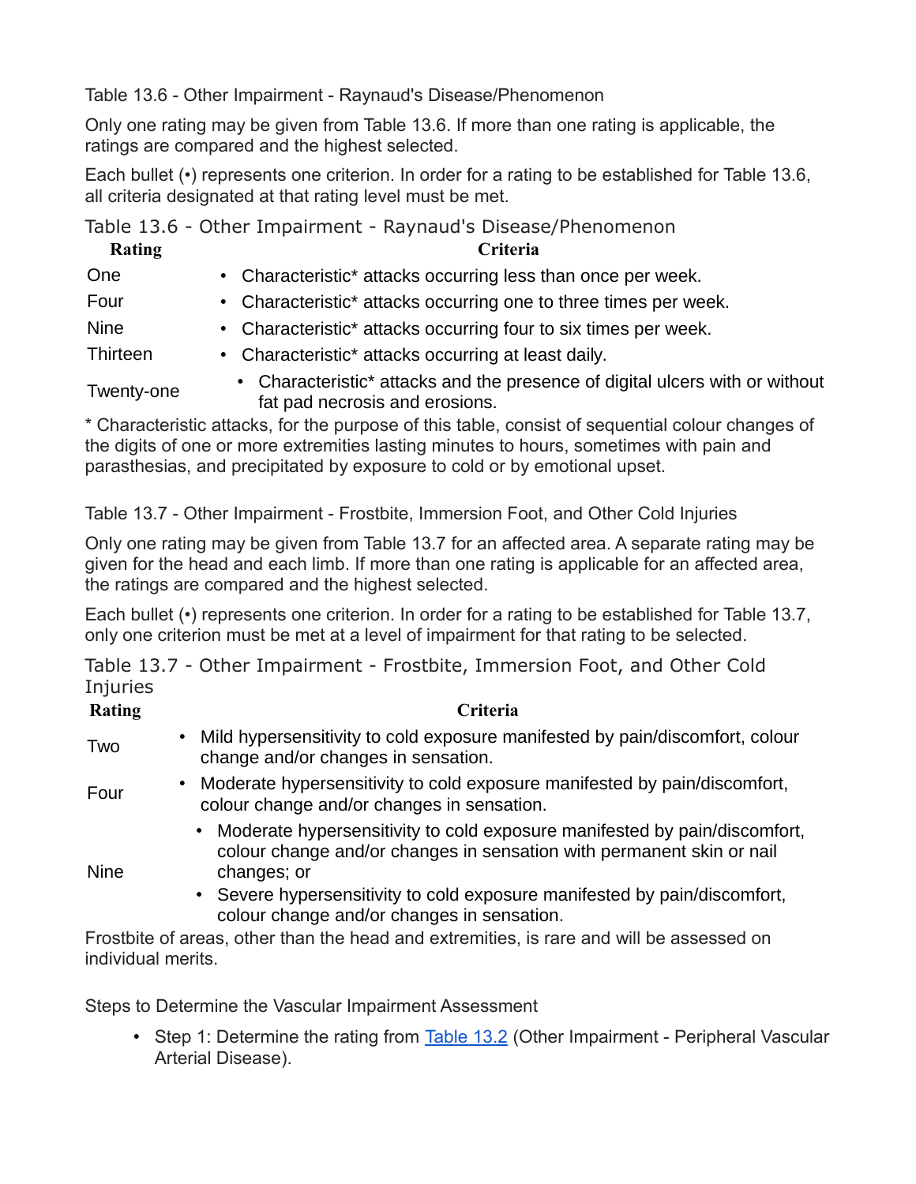### Table 13.6 - Other Impairment - Raynaud's Disease/Phenomenon

Only one rating may be given from Table 13.6. If more than one rating is applicable, the ratings are compared and the highest selected.

Each bullet (•) represents one criterion. In order for a rating to be established for Table 13.6, all criteria designated at that rating level must be met.

Table 13.6 - Other Impairment - Raynaud's Disease/Phenomenon

| Rating | Criteria |
| --- | --- |
| One | • Characteristic* attacks occurring less than once per week. |
| Four | • Characteristic* attacks occurring one to three times per week. |
| Nine | • Characteristic* attacks occurring four to six times per week. |
| Thirteen | • Characteristic* attacks occurring at least daily. |
| Twenty-one | • Characteristic* attacks and the presence of digital ulcers with or without fat pad necrosis and erosions. |

* Characteristic attacks, for the purpose of this table, consist of sequential colour changes of the digits of one or more extremities lasting minutes to hours, sometimes with pain and parasthesias, and precipitated by exposure to cold or by emotional upset.

### Table 13.7 - Other Impairment - Frostbite, Immersion Foot, and Other Cold Injuries

Only one rating may be given from Table 13.7 for an affected area. A separate rating may be given for the head and each limb. If more than one rating is applicable for an affected area, the ratings are compared and the highest selected.

Each bullet (•) represents one criterion. In order for a rating to be established for Table 13.7, only one criterion must be met at a level of impairment for that rating to be selected.

Table 13.7 - Other Impairment - Frostbite, Immersion Foot, and Other Cold Injuries

| Rating | Criteria |
| --- | --- |
| Two | • Mild hypersensitivity to cold exposure manifested by pain/discomfort, colour change and/or changes in sensation. |
| Four | • Moderate hypersensitivity to cold exposure manifested by pain/discomfort, colour change and/or changes in sensation. |
| Nine | • Moderate hypersensitivity to cold exposure manifested by pain/discomfort, colour change and/or changes in sensation with permanent skin or nail changes; or<br>• Severe hypersensitivity to cold exposure manifested by pain/discomfort, colour change and/or changes in sensation. |

Frostbite of areas, other than the head and extremities, is rare and will be assessed on individual merits.

### Steps to Determine the Vascular Impairment Assessment

- Step 1: Determine the rating from Table 13.2 (Other Impairment - Peripheral Vascular Arterial Disease).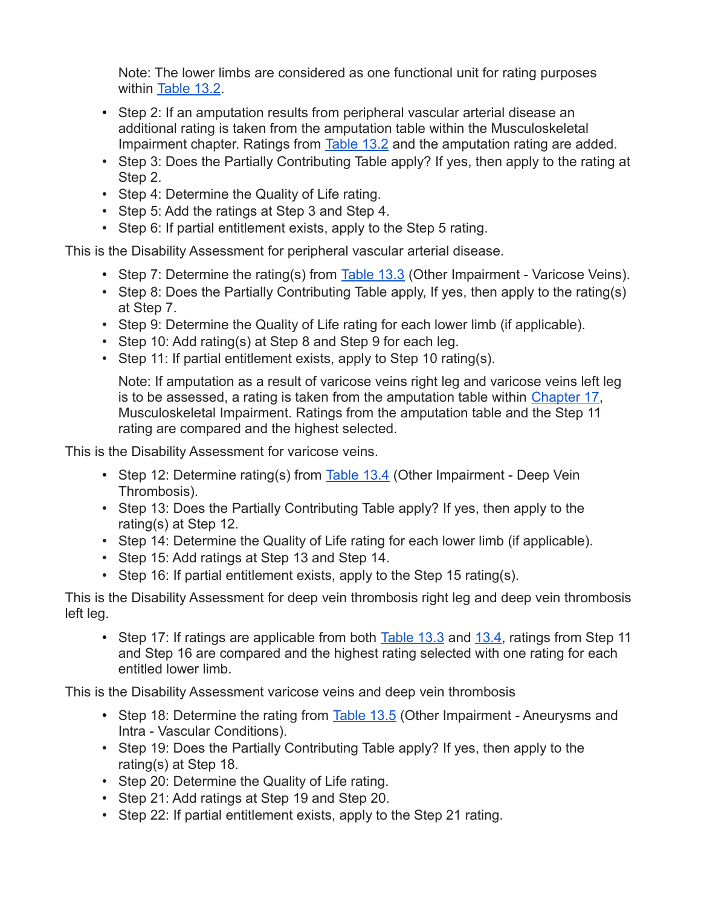Note: The lower limbs are considered as one functional unit for rating purposes within Table 13.2.

- Step 2: If an amputation results from peripheral vascular arterial disease an additional rating is taken from the amputation table within the Musculoskeletal Impairment chapter. Ratings from Table 13.2 and the amputation rating are added.
- Step 3: Does the Partially Contributing Table apply? If yes, then apply to the rating at Step 2.
- Step 4: Determine the Quality of Life rating.
- Step 5: Add the ratings at Step 3 and Step 4.
- Step 6: If partial entitlement exists, apply to the Step 5 rating.

This is the Disability Assessment for peripheral vascular arterial disease.

- Step 7: Determine the rating(s) from Table 13.3 (Other Impairment - Varicose Veins).
- Step 8: Does the Partially Contributing Table apply, If yes, then apply to the rating(s) at Step 7.
- Step 9: Determine the Quality of Life rating for each lower limb (if applicable).
- Step 10: Add rating(s) at Step 8 and Step 9 for each leg.
- Step 11: If partial entitlement exists, apply to Step 10 rating(s).

  Note: If amputation as a result of varicose veins right leg and varicose veins left leg is to be assessed, a rating is taken from the amputation table within Chapter 17, Musculoskeletal Impairment. Ratings from the amputation table and the Step 11 rating are compared and the highest selected.

This is the Disability Assessment for varicose veins.

- Step 12: Determine rating(s) from Table 13.4 (Other Impairment - Deep Vein Thrombosis).
- Step 13: Does the Partially Contributing Table apply? If yes, then apply to the rating(s) at Step 12.
- Step 14: Determine the Quality of Life rating for each lower limb (if applicable).
- Step 15: Add ratings at Step 13 and Step 14.
- Step 16: If partial entitlement exists, apply to the Step 15 rating(s).

This is the Disability Assessment for deep vein thrombosis right leg and deep vein thrombosis left leg.

- Step 17: If ratings are applicable from both Table 13.3 and 13.4, ratings from Step 11 and Step 16 are compared and the highest rating selected with one rating for each entitled lower limb.

This is the Disability Assessment varicose veins and deep vein thrombosis

- Step 18: Determine the rating from Table 13.5 (Other Impairment - Aneurysms and Intra - Vascular Conditions).
- Step 19: Does the Partially Contributing Table apply? If yes, then apply to the rating(s) at Step 18.
- Step 20: Determine the Quality of Life rating.
- Step 21: Add ratings at Step 19 and Step 20.
- Step 22: If partial entitlement exists, apply to the Step 21 rating.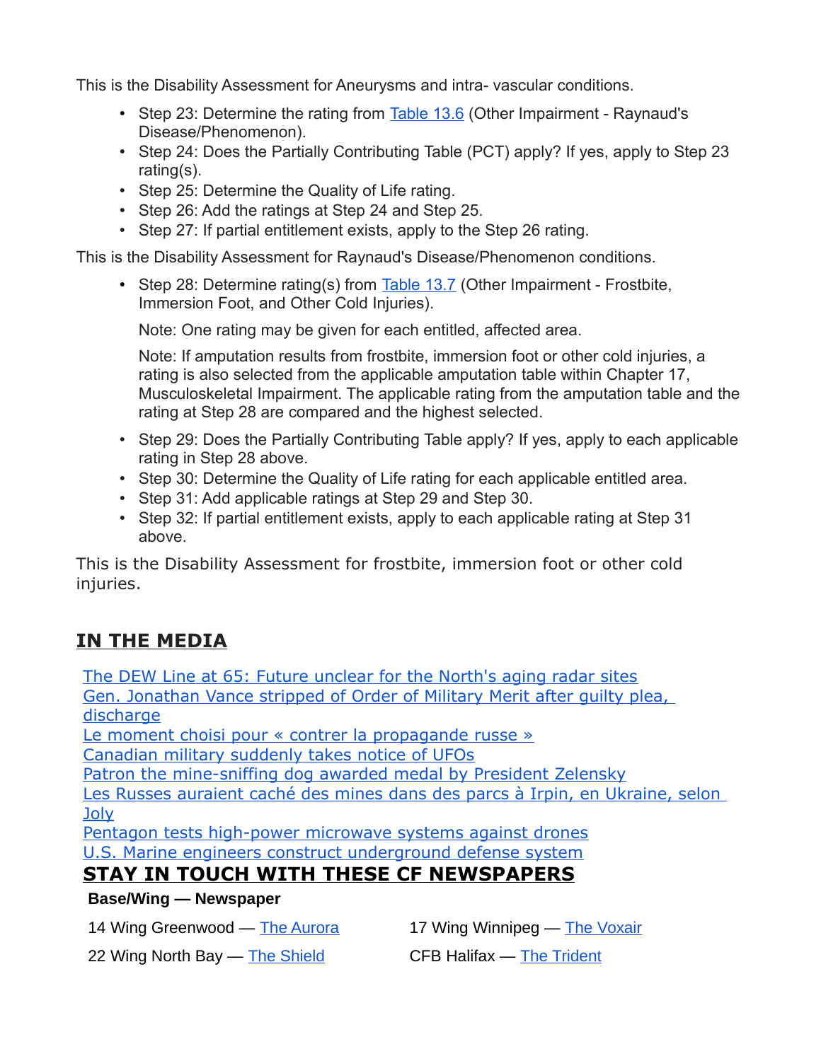This is the Disability Assessment for Aneurysms and intra- vascular conditions.

- Step 23: Determine the rating from Table 13.6 (Other Impairment - Raynaud's Disease/Phenomenon).
- Step 24: Does the Partially Contributing Table (PCT) apply? If yes, apply to Step 23 rating(s).
- Step 25: Determine the Quality of Life rating.
- Step 26: Add the ratings at Step 24 and Step 25.
- Step 27: If partial entitlement exists, apply to the Step 26 rating.

This is the Disability Assessment for Raynaud's Disease/Phenomenon conditions.

- Step 28: Determine rating(s) from Table 13.7 (Other Impairment - Frostbite, Immersion Foot, and Other Cold Injuries).

  Note: One rating may be given for each entitled, affected area.

  Note: If amputation results from frostbite, immersion foot or other cold injuries, a rating is also selected from the applicable amputation table within Chapter 17, Musculoskeletal Impairment. The applicable rating from the amputation table and the rating at Step 28 are compared and the highest selected.

- Step 29: Does the Partially Contributing Table apply? If yes, apply to each applicable rating in Step 28 above.
- Step 30: Determine the Quality of Life rating for each applicable entitled area.
- Step 31: Add applicable ratings at Step 29 and Step 30.
- Step 32: If partial entitlement exists, apply to each applicable rating at Step 31 above.

This is the Disability Assessment for frostbite, immersion foot or other cold injuries.

## IN THE MEDIA

The DEW Line at 65: Future unclear for the North's aging radar sites
Gen. Jonathan Vance stripped of Order of Military Merit after guilty plea, discharge
Le moment choisi pour « contrer la propagande russe »
Canadian military suddenly takes notice of UFOs
Patron the mine-sniffing dog awarded medal by President Zelensky
Les Russes auraient caché des mines dans des parcs à Irpin, en Ukraine, selon Joly
Pentagon tests high-power microwave systems against drones
U.S. Marine engineers construct underground defense system

## STAY IN TOUCH WITH THESE CF NEWSPAPERS

**Base/Wing — Newspaper**

14 Wing Greenwood — The Aurora
17 Wing Winnipeg — The Voxair
22 Wing North Bay — The Shield
CFB Halifax — The Trident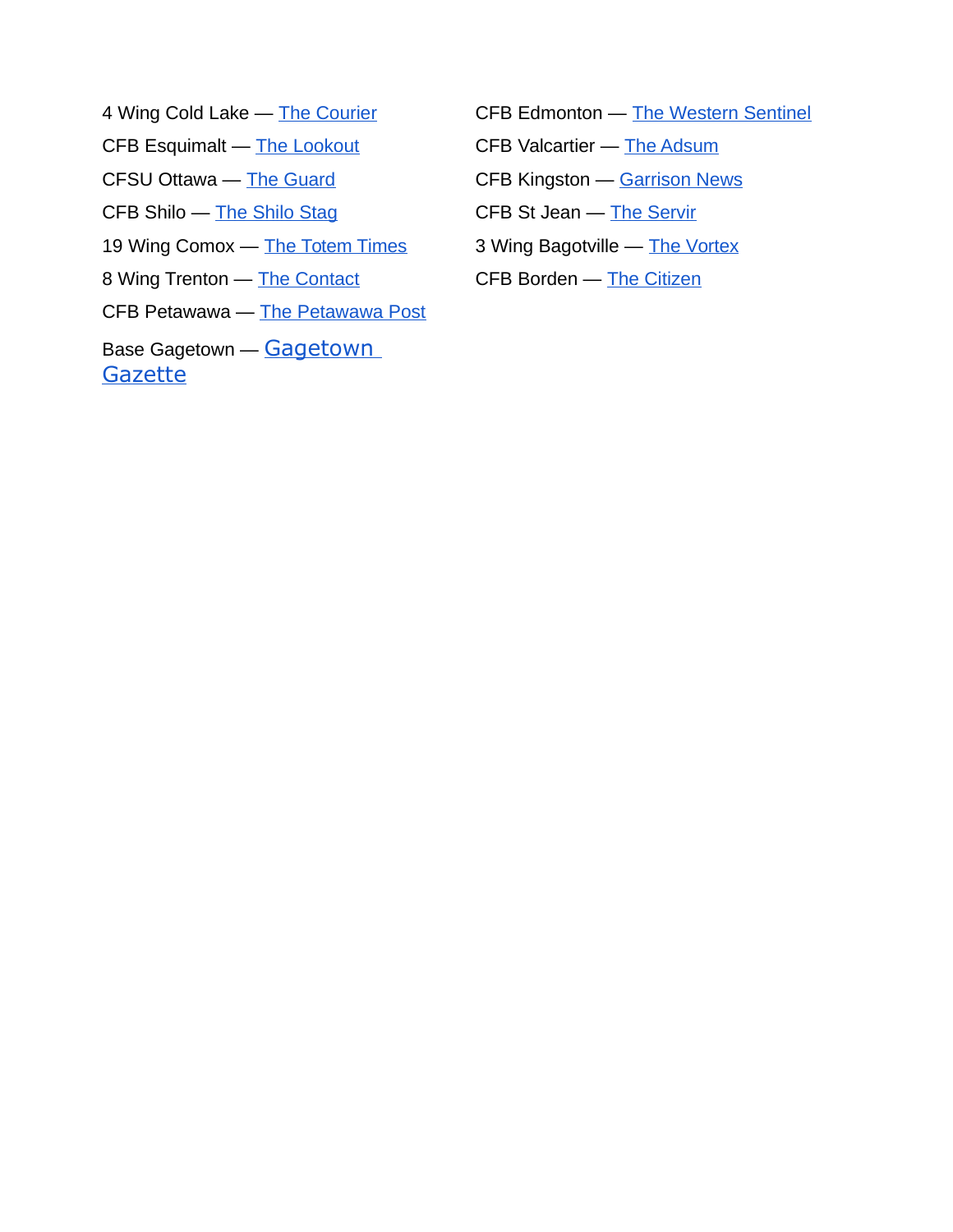4 Wing Cold Lake — The Courier

CFB Esquimalt — The Lookout

CFSU Ottawa — The Guard

CFB Shilo — The Shilo Stag

19 Wing Comox — The Totem Times

8 Wing Trenton — The Contact

CFB Petawawa — The Petawawa Post

Base Gagetown — Gagetown Gazette

CFB Edmonton — The Western Sentinel

CFB Valcartier — The Adsum

CFB Kingston — Garrison News

CFB St Jean — The Servir

3 Wing Bagotville — The Vortex

CFB Borden — The Citizen